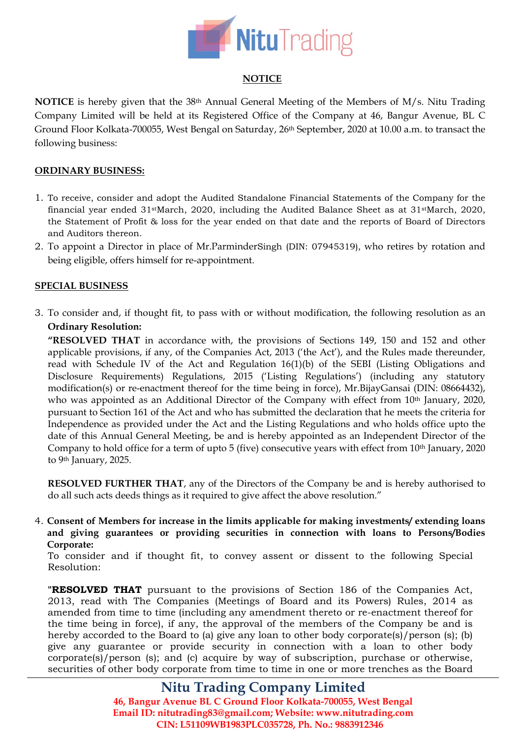## NOTICE

**NOTICE** is hereby given that the 38th Annual General Meeting of the Members of M/s. Nitu Trading Company Limited will be held at its Registered Office of the Company at 46, Bangur Avenue, BL C Ground Floor Kolkata-700055, West Bengal on Saturday, 26th September, 2020 at 10.00 a.m. to transact the following business:

### ORDINARY BUSINESS:

1. To receive, consider and adopt the Audited Standalone Financial Statements of the Company for the financial year ended 31stMarch, 2020, including the Audited Balance Sheet as at 31stMarch, 2020, the Statement of Profit & loss for the year ended on that date and the reports of Board of Directors and Auditors thereon.
2. To appoint a Director in place of Mr.ParminderSingh (DIN: 07945319), who retires by rotation and being eligible, offers himself for re-appointment.

### SPECIAL BUSINESS

3. To consider and, if thought fit, to pass with or without modification, the following resolution as an **Ordinary Resolution:**

   **"RESOLVED THAT** in accordance with, the provisions of Sections 149, 150 and 152 and other applicable provisions, if any, of the Companies Act, 2013 ('the Act'), and the Rules made thereunder, read with Schedule IV of the Act and Regulation 16(1)(b) of the SEBI (Listing Obligations and Disclosure Requirements) Regulations, 2015 ('Listing Regulations') (including any statutory modification(s) or re-enactment thereof for the time being in force), Mr.BijayGansai (DIN: 08664432), who was appointed as an Additional Director of the Company with effect from 10th January, 2020, pursuant to Section 161 of the Act and who has submitted the declaration that he meets the criteria for Independence as provided under the Act and the Listing Regulations and who holds office upto the date of this Annual General Meeting, be and is hereby appointed as an Independent Director of the Company to hold office for a term of upto 5 (five) consecutive years with effect from 10th January, 2020 to 9th January, 2025.

   **RESOLVED FURTHER THAT**, any of the Directors of the Company be and is hereby authorised to do all such acts deeds things as it required to give affect the above resolution."

4. **Consent of Members for increase in the limits applicable for making investments/ extending loans and giving guarantees or providing securities in connection with loans to Persons/Bodies Corporate:**

   To consider and if thought fit, to convey assent or dissent to the following Special Resolution:

   "**RESOLVED THAT** pursuant to the provisions of Section 186 of the Companies Act, 2013, read with The Companies (Meetings of Board and its Powers) Rules, 2014 as amended from time to time (including any amendment thereto or re-enactment thereof for the time being in force), if any, the approval of the members of the Company be and is hereby accorded to the Board to (a) give any loan to other body corporate(s)/person (s); (b) give any guarantee or provide security in connection with a loan to other body corporate(s)/person (s); and (c) acquire by way of subscription, purchase or otherwise, securities of other body corporate from time to time in one or more trenches as the Board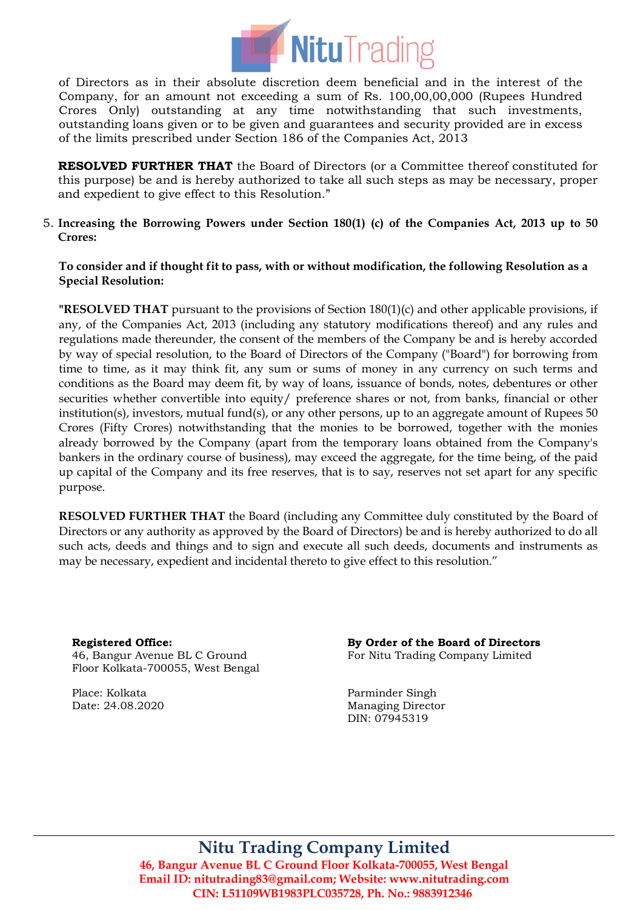of Directors as in their absolute discretion deem beneficial and in the interest of the Company, for an amount not exceeding a sum of Rs. 100,00,00,000 (Rupees Hundred Crores Only) outstanding at any time notwithstanding that such investments, outstanding loans given or to be given and guarantees and security provided are in excess of the limits prescribed under Section 186 of the Companies Act, 2013

**RESOLVED FURTHER THAT** the Board of Directors (or a Committee thereof constituted for this purpose) be and is hereby authorized to take all such steps as may be necessary, proper and expedient to give effect to this Resolution."

5. **Increasing the Borrowing Powers under Section 180(1) (c) of the Companies Act, 2013 up to 50 Crores:**

**To consider and if thought fit to pass, with or without modification, the following Resolution as a Special Resolution:**

**"RESOLVED THAT** pursuant to the provisions of Section 180(1)(c) and other applicable provisions, if any, of the Companies Act, 2013 (including any statutory modifications thereof) and any rules and regulations made thereunder, the consent of the members of the Company be and is hereby accorded by way of special resolution, to the Board of Directors of the Company ("Board") for borrowing from time to time, as it may think fit, any sum or sums of money in any currency on such terms and conditions as the Board may deem fit, by way of loans, issuance of bonds, notes, debentures or other securities whether convertible into equity/ preference shares or not, from banks, financial or other institution(s), investors, mutual fund(s), or any other persons, up to an aggregate amount of Rupees 50 Crores (Fifty Crores) notwithstanding that the monies to be borrowed, together with the monies already borrowed by the Company (apart from the temporary loans obtained from the Company's bankers in the ordinary course of business), may exceed the aggregate, for the time being, of the paid up capital of the Company and its free reserves, that is to say, reserves not set apart for any specific purpose.

**RESOLVED FURTHER THAT** the Board (including any Committee duly constituted by the Board of Directors or any authority as approved by the Board of Directors) be and is hereby authorized to do all such acts, deeds and things and to sign and execute all such deeds, documents and instruments as may be necessary, expedient and incidental thereto to give effect to this resolution."

**Registered Office:**
46, Bangur Avenue BL C Ground Floor Kolkata-700055, West Bengal

Place: Kolkata
Date: 24.08.2020

**By Order of the Board of Directors**
For Nitu Trading Company Limited

Parminder Singh
Managing Director
DIN: 07945319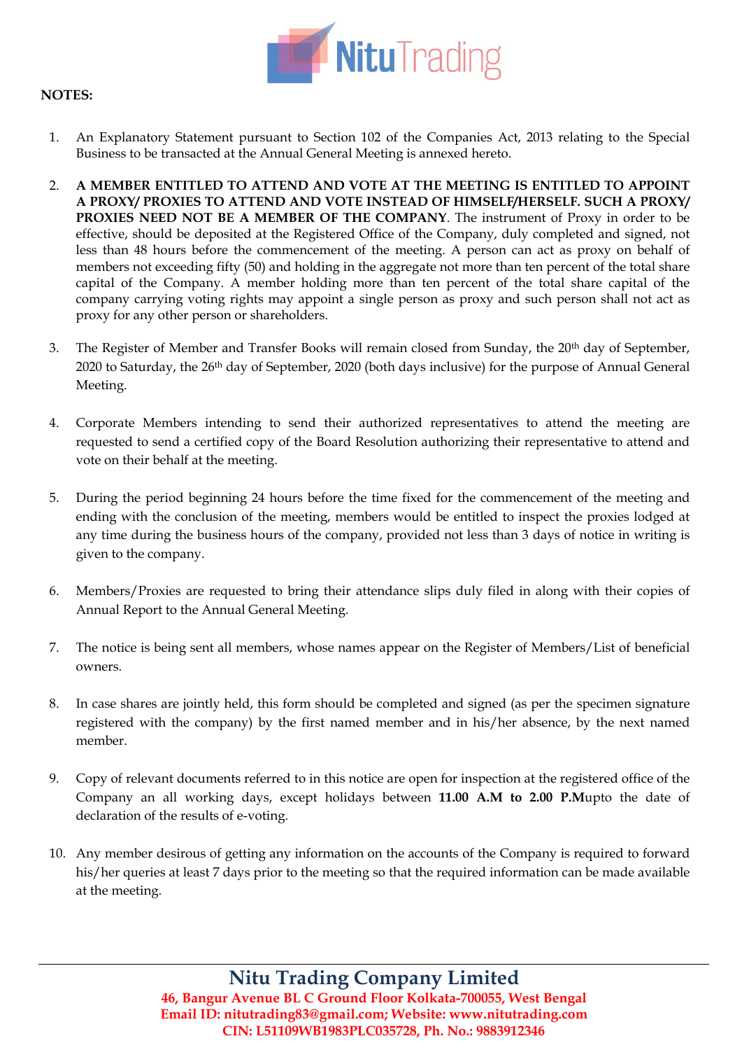**NOTES:**

1. An Explanatory Statement pursuant to Section 102 of the Companies Act, 2013 relating to the Special Business to be transacted at the Annual General Meeting is annexed hereto.

2. **A MEMBER ENTITLED TO ATTEND AND VOTE AT THE MEETING IS ENTITLED TO APPOINT A PROXY/ PROXIES TO ATTEND AND VOTE INSTEAD OF HIMSELF/HERSELF. SUCH A PROXY/ PROXIES NEED NOT BE A MEMBER OF THE COMPANY**. The instrument of Proxy in order to be effective, should be deposited at the Registered Office of the Company, duly completed and signed, not less than 48 hours before the commencement of the meeting. A person can act as proxy on behalf of members not exceeding fifty (50) and holding in the aggregate not more than ten percent of the total share capital of the Company. A member holding more than ten percent of the total share capital of the company carrying voting rights may appoint a single person as proxy and such person shall not act as proxy for any other person or shareholders.

3. The Register of Member and Transfer Books will remain closed from Sunday, the 20th day of September, 2020 to Saturday, the 26th day of September, 2020 (both days inclusive) for the purpose of Annual General Meeting.

4. Corporate Members intending to send their authorized representatives to attend the meeting are requested to send a certified copy of the Board Resolution authorizing their representative to attend and vote on their behalf at the meeting.

5. During the period beginning 24 hours before the time fixed for the commencement of the meeting and ending with the conclusion of the meeting, members would be entitled to inspect the proxies lodged at any time during the business hours of the company, provided not less than 3 days of notice in writing is given to the company.

6. Members/Proxies are requested to bring their attendance slips duly filed in along with their copies of Annual Report to the Annual General Meeting.

7. The notice is being sent all members, whose names appear on the Register of Members/List of beneficial owners.

8. In case shares are jointly held, this form should be completed and signed (as per the specimen signature registered with the company) by the first named member and in his/her absence, by the next named member.

9. Copy of relevant documents referred to in this notice are open for inspection at the registered office of the Company an all working days, except holidays between **11.00 A.M to 2.00 P.M**upto the date of declaration of the results of e-voting.

10. Any member desirous of getting any information on the accounts of the Company is required to forward his/her queries at least 7 days prior to the meeting so that the required information can be made available at the meeting.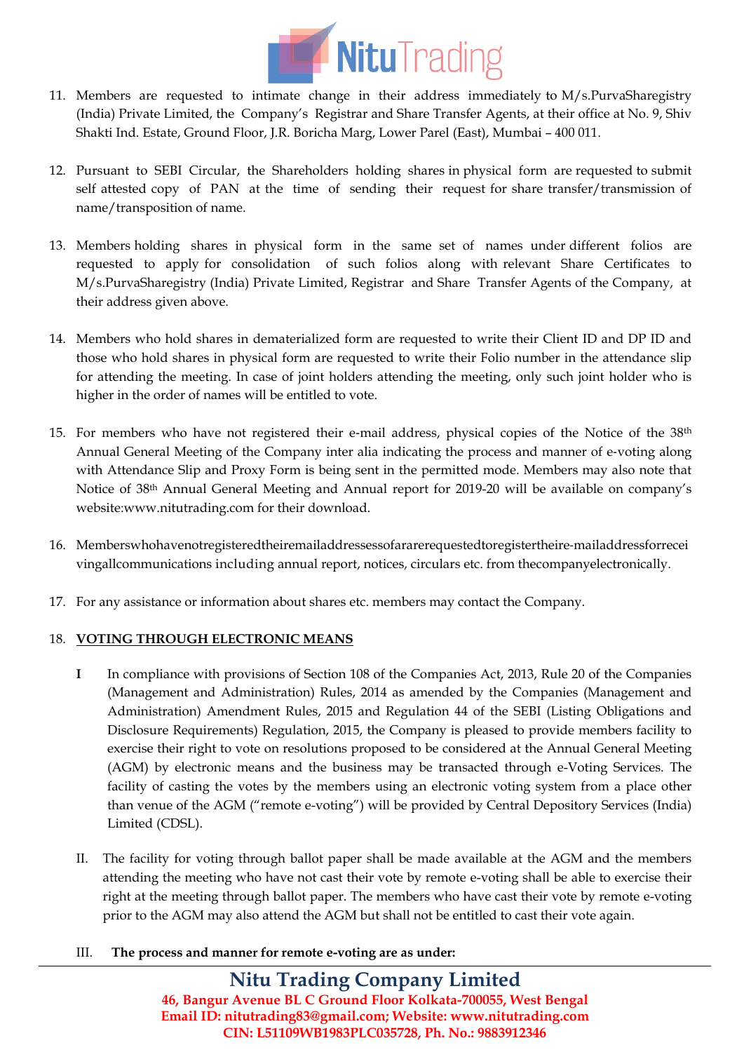11. Members are requested to intimate change in their address immediately to M/s.PurvaSharegistry (India) Private Limited, the Company's Registrar and Share Transfer Agents, at their office at No. 9, Shiv Shakti Ind. Estate, Ground Floor, J.R. Boricha Marg, Lower Parel (East), Mumbai – 400 011.

12. Pursuant to SEBI Circular, the Shareholders holding shares in physical form are requested to submit self attested copy of PAN at the time of sending their request for share transfer/transmission of name/transposition of name.

13. Members holding shares in physical form in the same set of names under different folios are requested to apply for consolidation of such folios along with relevant Share Certificates to M/s.PurvaSharegistry (India) Private Limited, Registrar and Share Transfer Agents of the Company, at their address given above.

14. Members who hold shares in dematerialized form are requested to write their Client ID and DP ID and those who hold shares in physical form are requested to write their Folio number in the attendance slip for attending the meeting. In case of joint holders attending the meeting, only such joint holder who is higher in the order of names will be entitled to vote.

15. For members who have not registered their e-mail address, physical copies of the Notice of the 38th Annual General Meeting of the Company inter alia indicating the process and manner of e-voting along with Attendance Slip and Proxy Form is being sent in the permitted mode. Members may also note that Notice of 38th Annual General Meeting and Annual report for 2019-20 will be available on company's website:www.nitutrading.com for their download.

16. Memberswhohavenotregisteredtheiremailaddressessofararerequestedtoregistertheire-mailaddressforreceivingallcommunications including annual report, notices, circulars etc. from thecompanyelectronically.

17. For any assistance or information about shares etc. members may contact the Company.

18. <u>**VOTING THROUGH ELECTRONIC MEANS**</u>

    **I** In compliance with provisions of Section 108 of the Companies Act, 2013, Rule 20 of the Companies (Management and Administration) Rules, 2014 as amended by the Companies (Management and Administration) Amendment Rules, 2015 and Regulation 44 of the SEBI (Listing Obligations and Disclosure Requirements) Regulation, 2015, the Company is pleased to provide members facility to exercise their right to vote on resolutions proposed to be considered at the Annual General Meeting (AGM) by electronic means and the business may be transacted through e-Voting Services. The facility of casting the votes by the members using an electronic voting system from a place other than venue of the AGM ("remote e-voting") will be provided by Central Depository Services (India) Limited (CDSL).

    II. The facility for voting through ballot paper shall be made available at the AGM and the members attending the meeting who have not cast their vote by remote e-voting shall be able to exercise their right at the meeting through ballot paper. The members who have cast their vote by remote e-voting prior to the AGM may also attend the AGM but shall not be entitled to cast their vote again.

    III. **The process and manner for remote e-voting are as under:**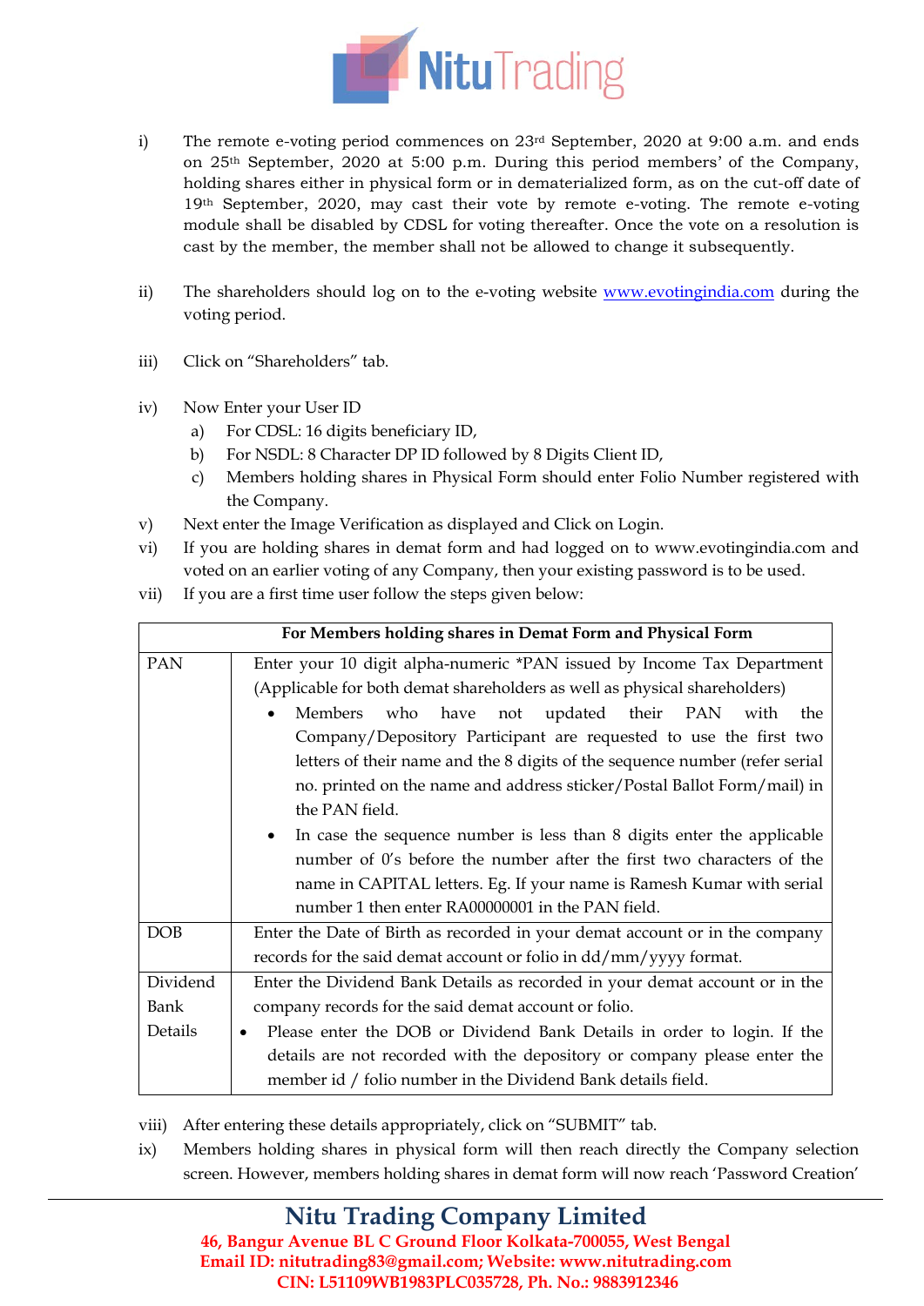i) The remote e-voting period commences on 23rd September, 2020 at 9:00 a.m. and ends on 25th September, 2020 at 5:00 p.m. During this period members' of the Company, holding shares either in physical form or in dematerialized form, as on the cut-off date of 19th September, 2020, may cast their vote by remote e-voting. The remote e-voting module shall be disabled by CDSL for voting thereafter. Once the vote on a resolution is cast by the member, the member shall not be allowed to change it subsequently.

ii) The shareholders should log on to the e-voting website [www.evotingindia.com](http://www.evotingindia.com) during the voting period.

iii) Click on "Shareholders" tab.

iv) Now Enter your User ID
   a) For CDSL: 16 digits beneficiary ID,
   b) For NSDL: 8 Character DP ID followed by 8 Digits Client ID,
   c) Members holding shares in Physical Form should enter Folio Number registered with the Company.

v) Next enter the Image Verification as displayed and Click on Login.

vi) If you are holding shares in demat form and had logged on to www.evotingindia.com and voted on an earlier voting of any Company, then your existing password is to be used.

vii) If you are a first time user follow the steps given below:

| For Members holding shares in Demat Form and Physical Form | |
|---|---|
| PAN | Enter your 10 digit alpha-numeric *PAN issued by Income Tax Department (Applicable for both demat shareholders as well as physical shareholders)<br>• Members who have not updated their PAN with the Company/Depository Participant are requested to use the first two letters of their name and the 8 digits of the sequence number (refer serial no. printed on the name and address sticker/Postal Ballot Form/mail) in the PAN field.<br>• In case the sequence number is less than 8 digits enter the applicable number of 0's before the number after the first two characters of the name in CAPITAL letters. Eg. If your name is Ramesh Kumar with serial number 1 then enter RA00000001 in the PAN field. |
| DOB | Enter the Date of Birth as recorded in your demat account or in the company records for the said demat account or folio in dd/mm/yyyy format. |
| Dividend Bank Details | Enter the Dividend Bank Details as recorded in your demat account or in the company records for the said demat account or folio.<br>• Please enter the DOB or Dividend Bank Details in order to login. If the details are not recorded with the depository or company please enter the member id / folio number in the Dividend Bank details field. |

viii) After entering these details appropriately, click on "SUBMIT" tab.

ix) Members holding shares in physical form will then reach directly the Company selection screen. However, members holding shares in demat form will now reach 'Password Creation'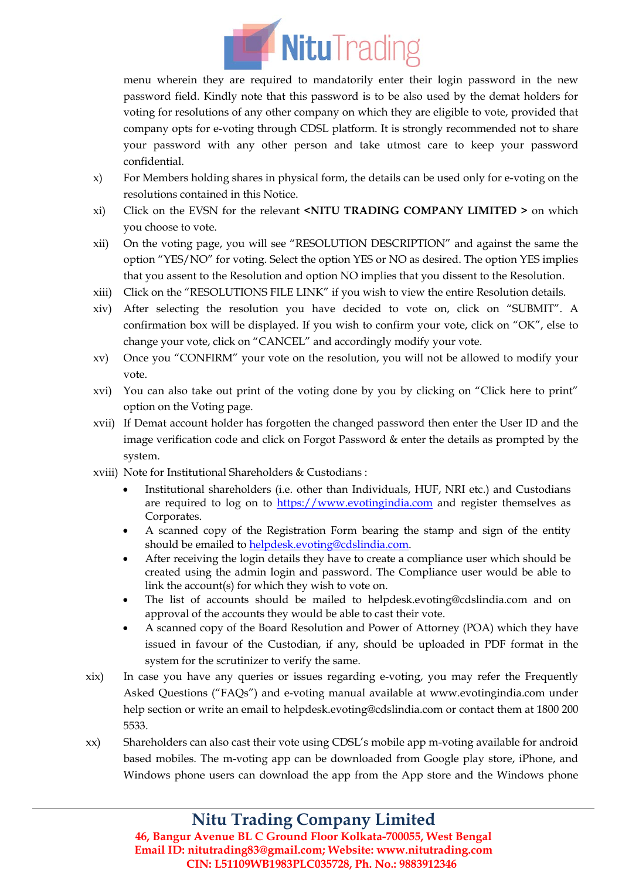menu wherein they are required to mandatorily enter their login password in the new password field. Kindly note that this password is to be also used by the demat holders for voting for resolutions of any other company on which they are eligible to vote, provided that company opts for e-voting through CDSL platform. It is strongly recommended not to share your password with any other person and take utmost care to keep your password confidential.

x) For Members holding shares in physical form, the details can be used only for e-voting on the resolutions contained in this Notice.

xi) Click on the EVSN for the relevant **<NITU TRADING COMPANY LIMITED >** on which you choose to vote.

xii) On the voting page, you will see "RESOLUTION DESCRIPTION" and against the same the option "YES/NO" for voting. Select the option YES or NO as desired. The option YES implies that you assent to the Resolution and option NO implies that you dissent to the Resolution.

xiii) Click on the "RESOLUTIONS FILE LINK" if you wish to view the entire Resolution details.

xiv) After selecting the resolution you have decided to vote on, click on "SUBMIT". A confirmation box will be displayed. If you wish to confirm your vote, click on "OK", else to change your vote, click on "CANCEL" and accordingly modify your vote.

xv) Once you "CONFIRM" your vote on the resolution, you will not be allowed to modify your vote.

xvi) You can also take out print of the voting done by you by clicking on "Click here to print" option on the Voting page.

xvii) If Demat account holder has forgotten the changed password then enter the User ID and the image verification code and click on Forgot Password & enter the details as prompted by the system.

xviii) Note for Institutional Shareholders & Custodians :

- Institutional shareholders (i.e. other than Individuals, HUF, NRI etc.) and Custodians are required to log on to https://www.evotingindia.com and register themselves as Corporates.
- A scanned copy of the Registration Form bearing the stamp and sign of the entity should be emailed to helpdesk.evoting@cdslindia.com.
- After receiving the login details they have to create a compliance user which should be created using the admin login and password. The Compliance user would be able to link the account(s) for which they wish to vote on.
- The list of accounts should be mailed to helpdesk.evoting@cdslindia.com and on approval of the accounts they would be able to cast their vote.
- A scanned copy of the Board Resolution and Power of Attorney (POA) which they have issued in favour of the Custodian, if any, should be uploaded in PDF format in the system for the scrutinizer to verify the same.

xix) In case you have any queries or issues regarding e-voting, you may refer the Frequently Asked Questions ("FAQs") and e-voting manual available at www.evotingindia.com under help section or write an email to helpdesk.evoting@cdslindia.com or contact them at 1800 200 5533.

xx) Shareholders can also cast their vote using CDSL's mobile app m-voting available for android based mobiles. The m-voting app can be downloaded from Google play store, iPhone, and Windows phone users can download the app from the App store and the Windows phone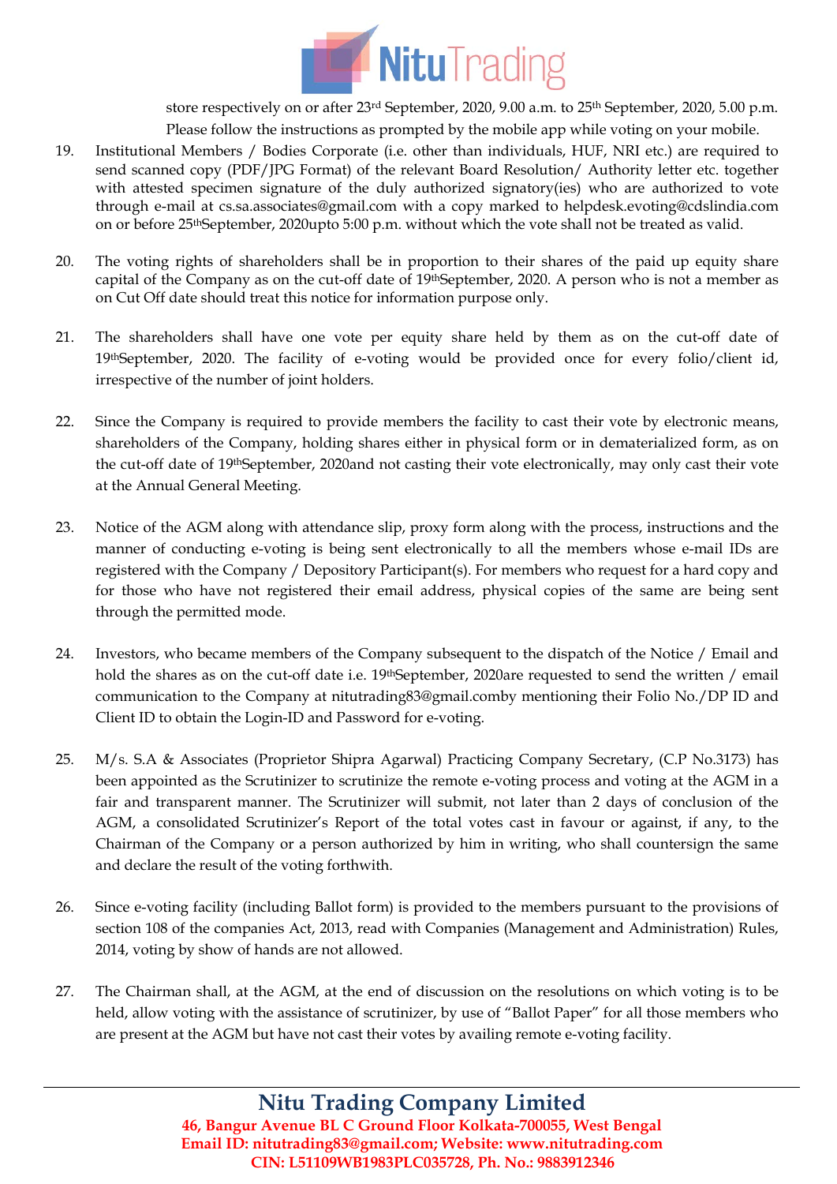store respectively on or after 23rd September, 2020, 9.00 a.m. to 25th September, 2020, 5.00 p.m. Please follow the instructions as prompted by the mobile app while voting on your mobile.

19. Institutional Members / Bodies Corporate (i.e. other than individuals, HUF, NRI etc.) are required to send scanned copy (PDF/JPG Format) of the relevant Board Resolution/ Authority letter etc. together with attested specimen signature of the duly authorized signatory(ies) who are authorized to vote through e-mail at cs.sa.associates@gmail.com with a copy marked to helpdesk.evoting@cdslindia.com on or before 25thSeptember, 2020upto 5:00 p.m. without which the vote shall not be treated as valid.

20. The voting rights of shareholders shall be in proportion to their shares of the paid up equity share capital of the Company as on the cut-off date of 19thSeptember, 2020. A person who is not a member as on Cut Off date should treat this notice for information purpose only.

21. The shareholders shall have one vote per equity share held by them as on the cut-off date of 19thSeptember, 2020. The facility of e-voting would be provided once for every folio/client id, irrespective of the number of joint holders.

22. Since the Company is required to provide members the facility to cast their vote by electronic means, shareholders of the Company, holding shares either in physical form or in dematerialized form, as on the cut-off date of 19thSeptember, 2020and not casting their vote electronically, may only cast their vote at the Annual General Meeting.

23. Notice of the AGM along with attendance slip, proxy form along with the process, instructions and the manner of conducting e-voting is being sent electronically to all the members whose e-mail IDs are registered with the Company / Depository Participant(s). For members who request for a hard copy and for those who have not registered their email address, physical copies of the same are being sent through the permitted mode.

24. Investors, who became members of the Company subsequent to the dispatch of the Notice / Email and hold the shares as on the cut-off date i.e. 19thSeptember, 2020are requested to send the written / email communication to the Company at nitutrading83@gmail.comby mentioning their Folio No./DP ID and Client ID to obtain the Login-ID and Password for e-voting.

25. M/s. S.A & Associates (Proprietor Shipra Agarwal) Practicing Company Secretary, (C.P No.3173) has been appointed as the Scrutinizer to scrutinize the remote e-voting process and voting at the AGM in a fair and transparent manner. The Scrutinizer will submit, not later than 2 days of conclusion of the AGM, a consolidated Scrutinizer's Report of the total votes cast in favour or against, if any, to the Chairman of the Company or a person authorized by him in writing, who shall countersign the same and declare the result of the voting forthwith.

26. Since e-voting facility (including Ballot form) is provided to the members pursuant to the provisions of section 108 of the companies Act, 2013, read with Companies (Management and Administration) Rules, 2014, voting by show of hands are not allowed.

27. The Chairman shall, at the AGM, at the end of discussion on the resolutions on which voting is to be held, allow voting with the assistance of scrutinizer, by use of "Ballot Paper" for all those members who are present at the AGM but have not cast their votes by availing remote e-voting facility.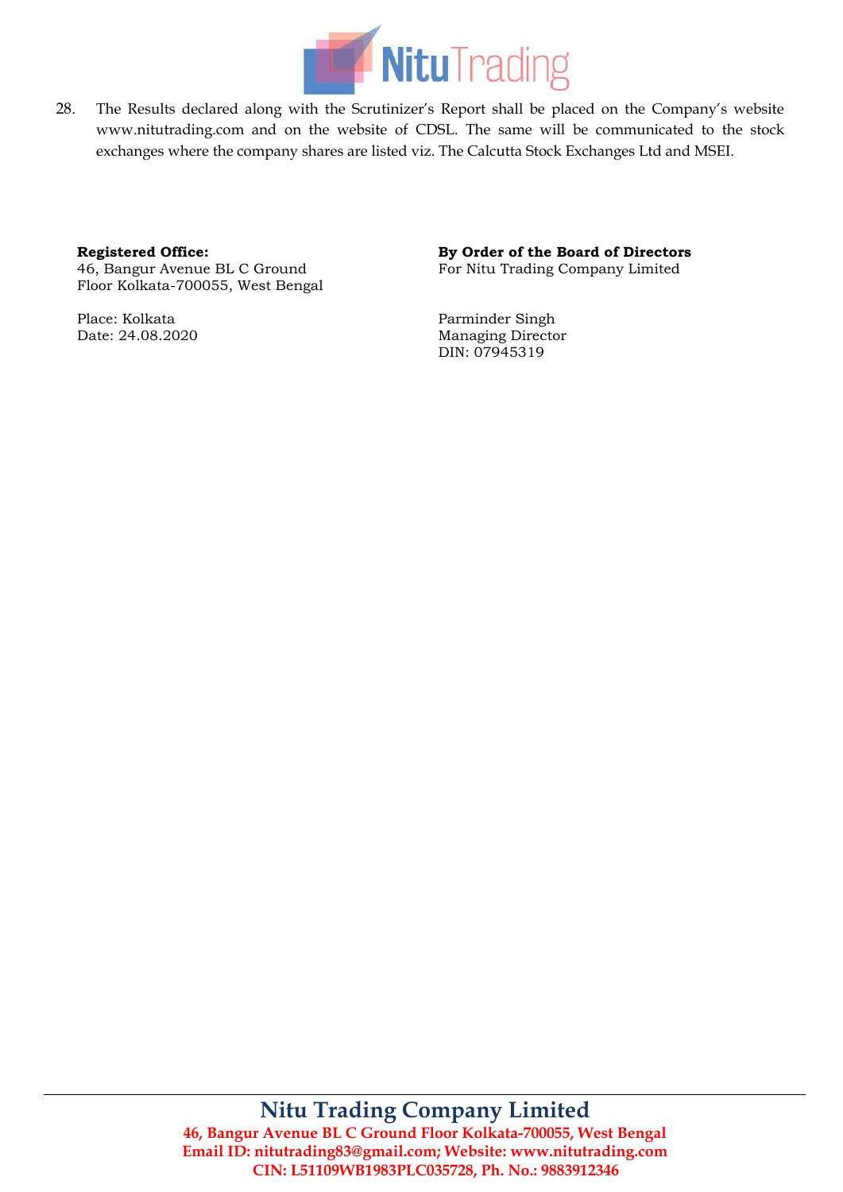28. The Results declared along with the Scrutinizer's Report shall be placed on the Company's website www.nitutrading.com and on the website of CDSL. The same will be communicated to the stock exchanges where the company shares are listed viz. The Calcutta Stock Exchanges Ltd and MSEI.

**Registered Office:**
46, Bangur Avenue BL C Ground Floor Kolkata-700055, West Bengal

Place: Kolkata
Date: 24.08.2020

**By Order of the Board of Directors**
For Nitu Trading Company Limited

Parminder Singh
Managing Director
DIN: 07945319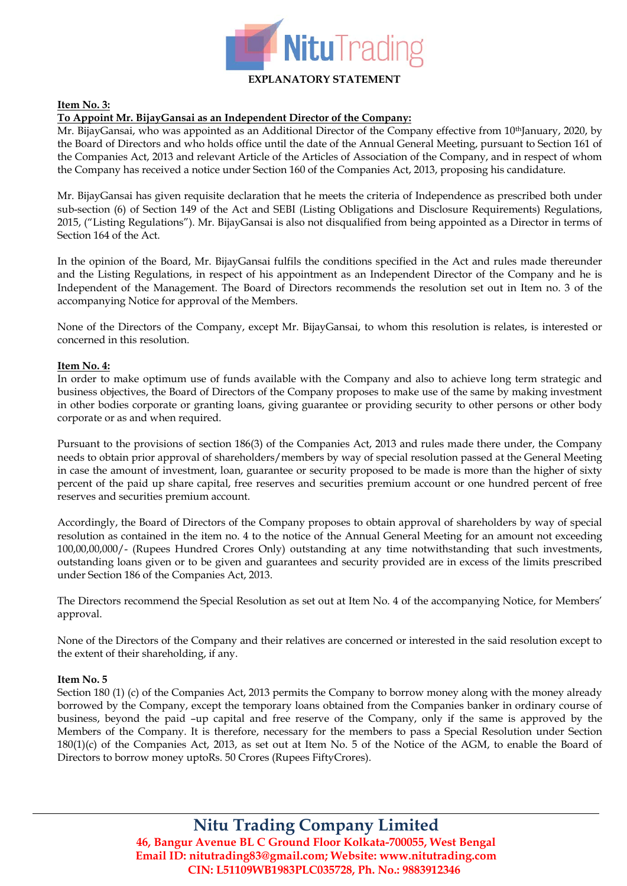# EXPLANATORY STATEMENT

**Item No. 3:**

**To Appoint Mr. BijayGansai as an Independent Director of the Company:**

Mr. BijayGansai, who was appointed as an Additional Director of the Company effective from 10thJanuary, 2020, by the Board of Directors and who holds office until the date of the Annual General Meeting, pursuant to Section 161 of the Companies Act, 2013 and relevant Article of the Articles of Association of the Company, and in respect of whom the Company has received a notice under Section 160 of the Companies Act, 2013, proposing his candidature.

Mr. BijayGansai has given requisite declaration that he meets the criteria of Independence as prescribed both under sub-section (6) of Section 149 of the Act and SEBI (Listing Obligations and Disclosure Requirements) Regulations, 2015, ("Listing Regulations"). Mr. BijayGansai is also not disqualified from being appointed as a Director in terms of Section 164 of the Act.

In the opinion of the Board, Mr. BijayGansai fulfils the conditions specified in the Act and rules made thereunder and the Listing Regulations, in respect of his appointment as an Independent Director of the Company and he is Independent of the Management. The Board of Directors recommends the resolution set out in Item no. 3 of the accompanying Notice for approval of the Members.

None of the Directors of the Company, except Mr. BijayGansai, to whom this resolution is relates, is interested or concerned in this resolution.

**Item No. 4:**

In order to make optimum use of funds available with the Company and also to achieve long term strategic and business objectives, the Board of Directors of the Company proposes to make use of the same by making investment in other bodies corporate or granting loans, giving guarantee or providing security to other persons or other body corporate or as and when required.

Pursuant to the provisions of section 186(3) of the Companies Act, 2013 and rules made there under, the Company needs to obtain prior approval of shareholders/members by way of special resolution passed at the General Meeting in case the amount of investment, loan, guarantee or security proposed to be made is more than the higher of sixty percent of the paid up share capital, free reserves and securities premium account or one hundred percent of free reserves and securities premium account.

Accordingly, the Board of Directors of the Company proposes to obtain approval of shareholders by way of special resolution as contained in the item no. 4 to the notice of the Annual General Meeting for an amount not exceeding 100,00,00,000/- (Rupees Hundred Crores Only) outstanding at any time notwithstanding that such investments, outstanding loans given or to be given and guarantees and security provided are in excess of the limits prescribed under Section 186 of the Companies Act, 2013.

The Directors recommend the Special Resolution as set out at Item No. 4 of the accompanying Notice, for Members' approval.

None of the Directors of the Company and their relatives are concerned or interested in the said resolution except to the extent of their shareholding, if any.

**Item No. 5**

Section 180 (1) (c) of the Companies Act, 2013 permits the Company to borrow money along with the money already borrowed by the Company, except the temporary loans obtained from the Companies banker in ordinary course of business, beyond the paid –up capital and free reserve of the Company, only if the same is approved by the Members of the Company. It is therefore, necessary for the members to pass a Special Resolution under Section 180(1)(c) of the Companies Act, 2013, as set out at Item No. 5 of the Notice of the AGM, to enable the Board of Directors to borrow money uptoRs. 50 Crores (Rupees FiftyCrores).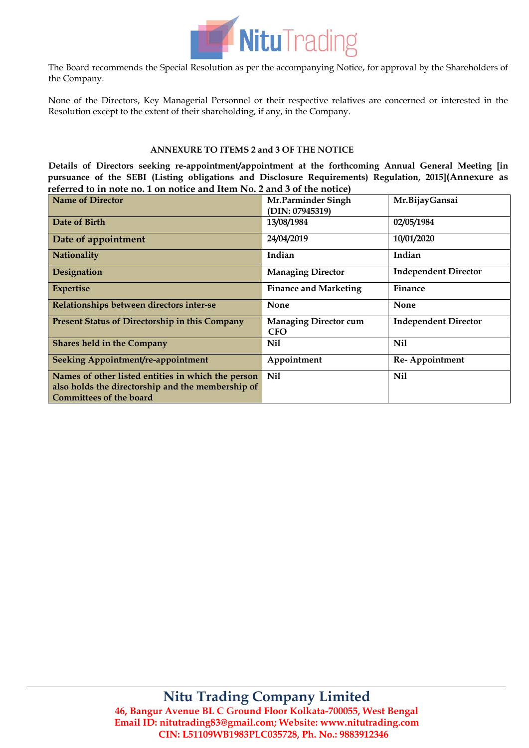The Board recommends the Special Resolution as per the accompanying Notice, for approval by the Shareholders of the Company.

None of the Directors, Key Managerial Personnel or their respective relatives are concerned or interested in the Resolution except to the extent of their shareholding, if any, in the Company.

### ANNEXURE TO ITEMS 2 and 3 OF THE NOTICE

**Details of Directors seeking re-appointment/appointment at the forthcoming Annual General Meeting [in pursuance of the SEBI (Listing obligations and Disclosure Requirements) Regulation, 2015](Annexure as referred to in note no. 1 on notice and Item No. 2 and 3 of the notice)**

| Name of Director | Mr.Parminder Singh (DIN: 07945319) | Mr.BijayGansai |
|---|---|---|
| Date of Birth | 13/08/1984 | 02/05/1984 |
| Date of appointment | 24/04/2019 | 10/01/2020 |
| Nationality | Indian | Indian |
| Designation | Managing Director | Independent Director |
| Expertise | Finance and Marketing | Finance |
| Relationships between directors inter-se | None | None |
| Present Status of Directorship in this Company | Managing Director cum CFO | Independent Director |
| Shares held in the Company | Nil | Nil |
| Seeking Appointment/re-appointment | Appointment | Re- Appointment |
| Names of other listed entities in which the person also holds the directorship and the membership of Committees of the board | Nil | Nil |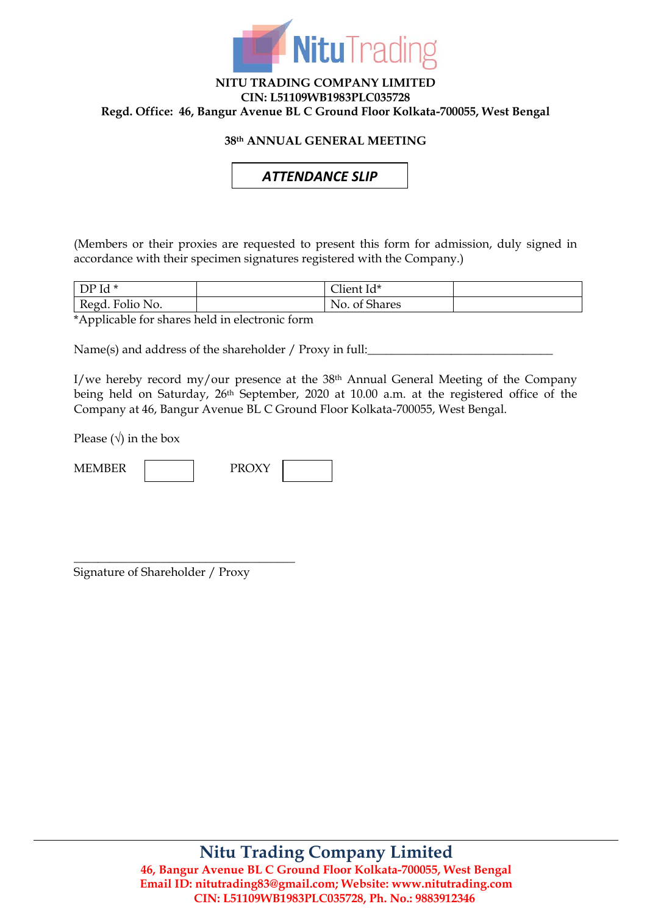**NITU TRADING COMPANY LIMITED**
**CIN: L51109WB1983PLC035728**
**Regd. Office: 46, Bangur Avenue BL C Ground Floor Kolkata-700055, West Bengal**

**38th ANNUAL GENERAL MEETING**

## *ATTENDANCE SLIP*

(Members or their proxies are requested to present this form for admission, duly signed in accordance with their specimen signatures registered with the Company.)

| DP Id * | | Client Id* | |
|---|---|---|---|
| Regd. Folio No. | | No. of Shares | |

*Applicable for shares held in electronic form

Name(s) and address of the shareholder / Proxy in full:_______________________________

I/we hereby record my/our presence at the 38th Annual General Meeting of the Company being held on Saturday, 26th September, 2020 at 10.00 a.m. at the registered office of the Company at 46, Bangur Avenue BL C Ground Floor Kolkata-700055, West Bengal.

Please (√) in the box

MEMBER ☐ PROXY ☐

_____________________________________
Signature of Shareholder / Proxy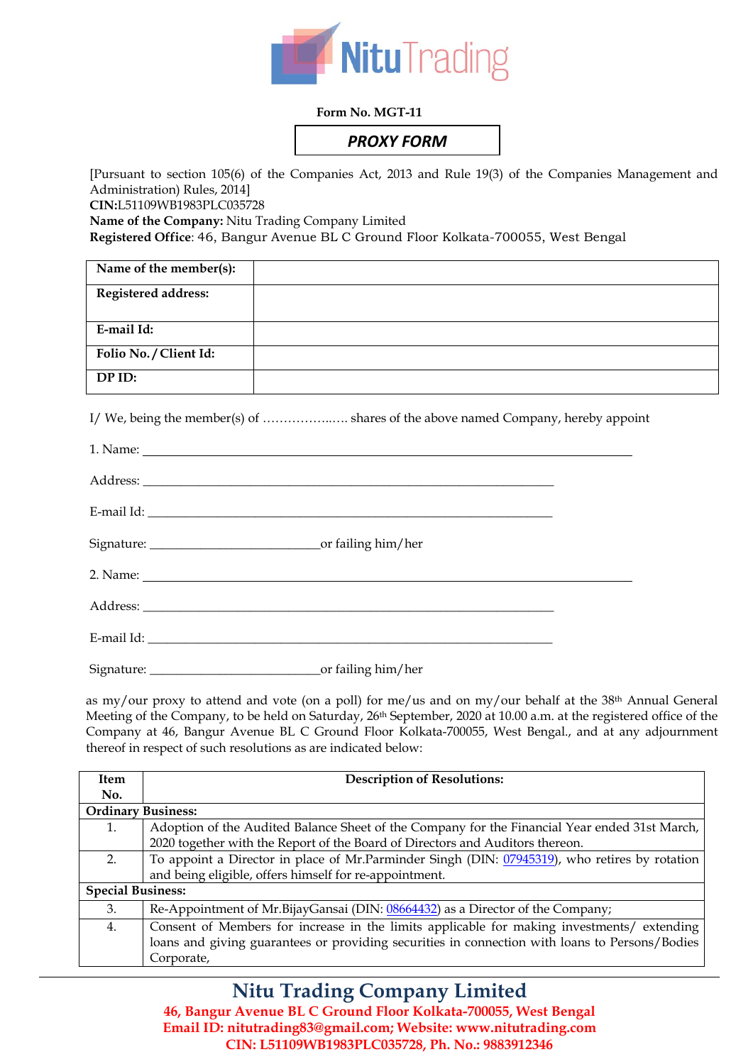**Form No. MGT-11**

## PROXY FORM

[Pursuant to section 105(6) of the Companies Act, 2013 and Rule 19(3) of the Companies Management and Administration) Rules, 2014]

**CIN:**L51109WB1983PLC035728

**Name of the Company:** Nitu Trading Company Limited

**Registered Office**: 46, Bangur Avenue BL C Ground Floor Kolkata-700055, West Bengal

| | |
|---|---|
| **Name of the member(s):** | |
| **Registered address:** | |
| **E-mail Id:** | |
| **Folio No. / Client Id:** | |
| **DP ID:** | |

I/ We, being the member(s) of ……………..…. shares of the above named Company, hereby appoint

1. Name: ______________________________________________

Address: ______________________________________________

E-mail Id: ______________________________________________

Signature: __________________________or failing him/her

2. Name: ______________________________________________

Address: ______________________________________________

E-mail Id: ______________________________________________

Signature: __________________________or failing him/her

as my/our proxy to attend and vote (on a poll) for me/us and on my/our behalf at the 38th Annual General Meeting of the Company, to be held on Saturday, 26th September, 2020 at 10.00 a.m. at the registered office of the Company at 46, Bangur Avenue BL C Ground Floor Kolkata-700055, West Bengal., and at any adjournment thereof in respect of such resolutions as are indicated below:

| Item No. | Description of Resolutions: |
|---|---|
| **Ordinary Business:** | |
| 1. | Adoption of the Audited Balance Sheet of the Company for the Financial Year ended 31st March, 2020 together with the Report of the Board of Directors and Auditors thereon. |
| 2. | To appoint a Director in place of Mr.Parminder Singh (DIN: 07945319), who retires by rotation and being eligible, offers himself for re-appointment. |
| **Special Business:** | |
| 3. | Re-Appointment of Mr.BijayGansai (DIN: 08664432) as a Director of the Company; |
| 4. | Consent of Members for increase in the limits applicable for making investments/ extending loans and giving guarantees or providing securities in connection with loans to Persons/Bodies Corporate, |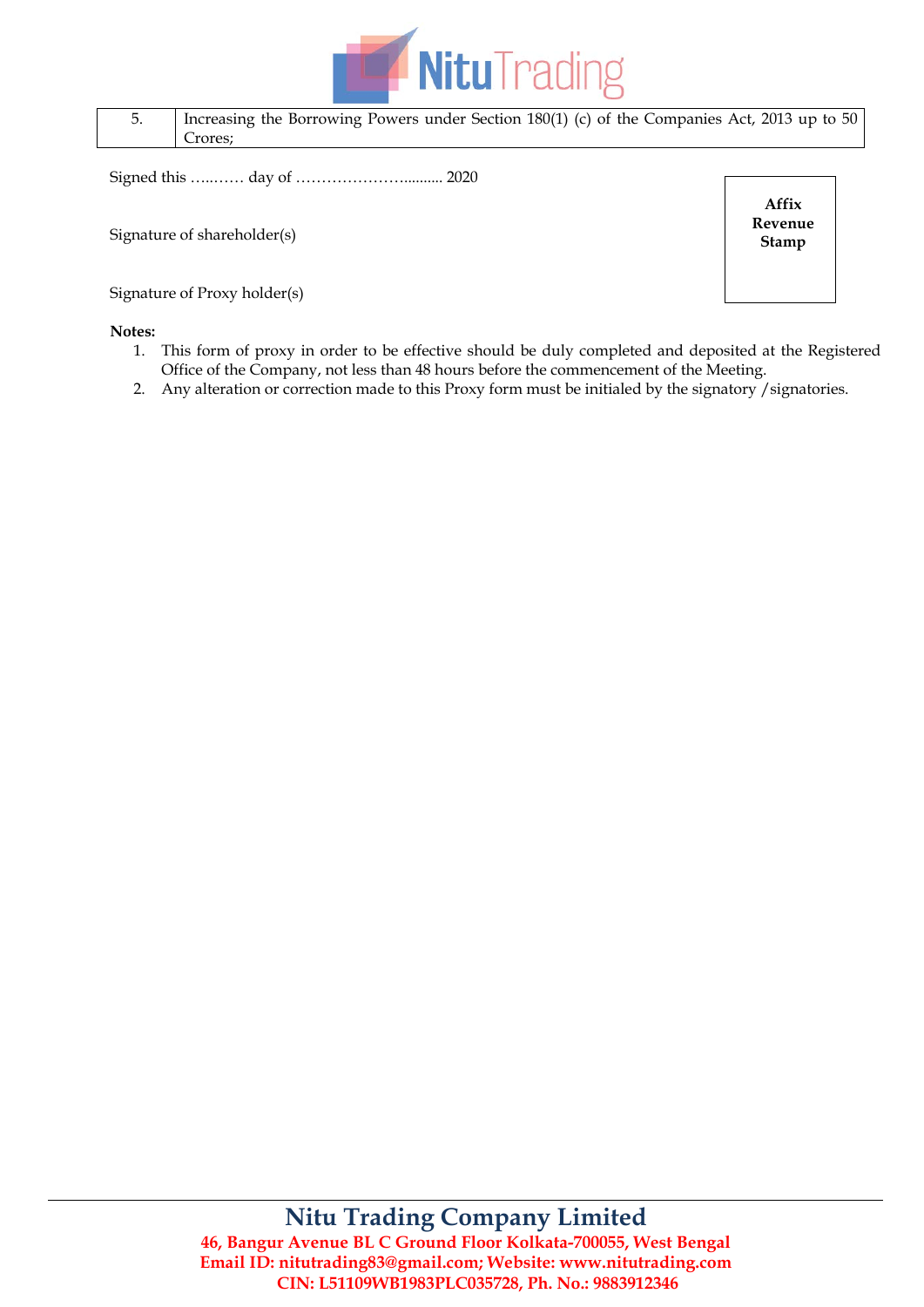| 5. | Increasing the Borrowing Powers under Section 180(1) (c) of the Companies Act, 2013 up to 50 Crores; |
|---|---|

Signed this ……… day of ……………………......... 2020

Signature of shareholder(s)

Signature of Proxy holder(s)

**Affix Revenue Stamp**

**Notes:**

1. This form of proxy in order to be effective should be duly completed and deposited at the Registered Office of the Company, not less than 48 hours before the commencement of the Meeting.
2. Any alteration or correction made to this Proxy form must be initialed by the signatory /signatories.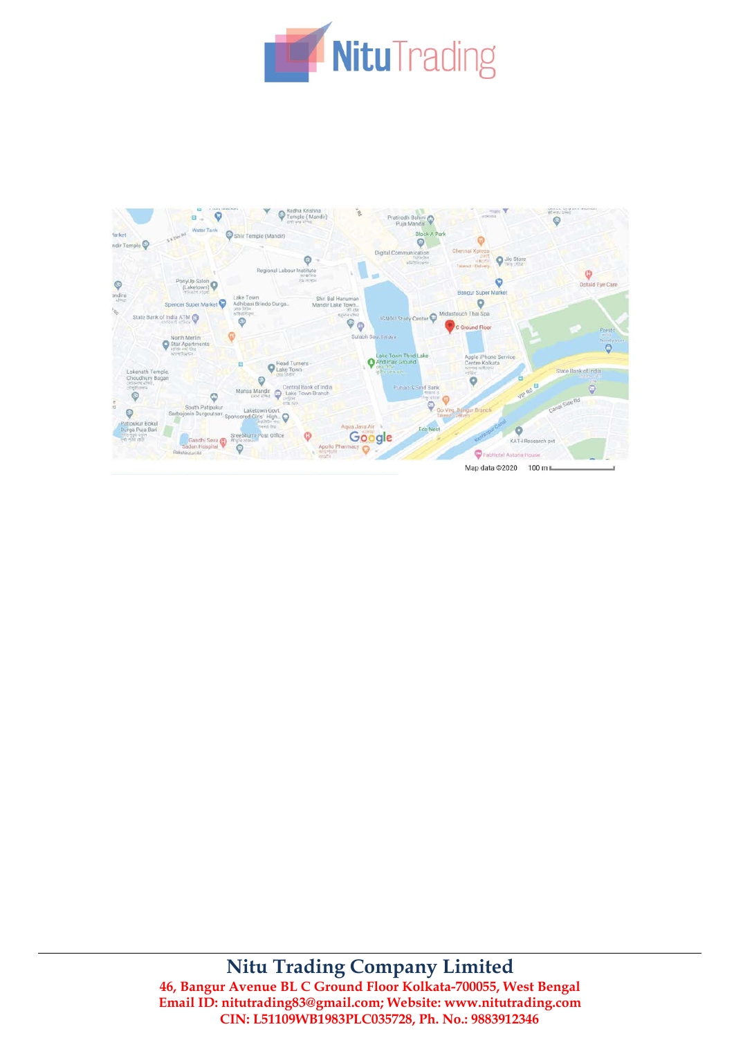Map data ©2020 100 m

**Nitu Trading Company Limited**

46, Bangur Avenue BL C Ground Floor Kolkata-700055, West Bengal
Email ID: nitutrading83@gmail.com; Website: www.nitutrading.com
CIN: L51109WB1983PLC035728, Ph. No.: 9883912346